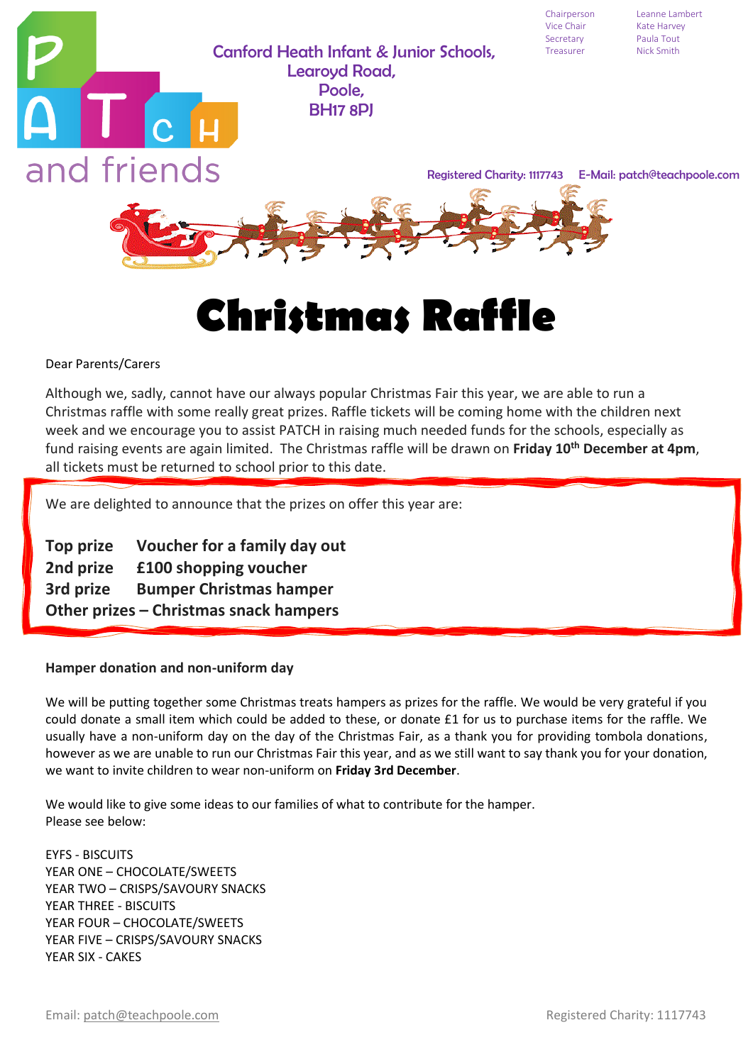PATCH and friends

Canford Heath Infant & Junior Schools,
Learoyd Road,
Poole,
BH17 8PJ

| | |
|---|---|
| Chairperson | Leanne Lambert |
| Vice Chair | Kate Harvey |
| Secretary | Paula Tout |
| Treasurer | Nick Smith |

Registered Charity: 1117743 E-Mail: patch@teachpoole.com

# Christmas Raffle

Dear Parents/Carers

Although we, sadly, cannot have our always popular Christmas Fair this year, we are able to run a Christmas raffle with some really great prizes. Raffle tickets will be coming home with the children next week and we encourage you to assist PATCH in raising much needed funds for the schools, especially as fund raising events are again limited. The Christmas raffle will be drawn on **Friday 10th December at 4pm**, all tickets must be returned to school prior to this date.

We are delighted to announce that the prizes on offer this year are:

**Top prize** **Voucher for a family day out**
**2nd prize** **£100 shopping voucher**
**3rd prize** **Bumper Christmas hamper**
**Other prizes – Christmas snack hampers**

**Hamper donation and non-uniform day**

We will be putting together some Christmas treats hampers as prizes for the raffle. We would be very grateful if you could donate a small item which could be added to these, or donate £1 for us to purchase items for the raffle. We usually have a non-uniform day on the day of the Christmas Fair, as a thank you for providing tombola donations, however as we are unable to run our Christmas Fair this year, and as we still want to say thank you for your donation, we want to invite children to wear non-uniform on **Friday 3rd December**.

We would like to give some ideas to our families of what to contribute for the hamper.
Please see below:

EYFS - BISCUITS
YEAR ONE – CHOCOLATE/SWEETS
YEAR TWO – CRISPS/SAVOURY SNACKS
YEAR THREE - BISCUITS
YEAR FOUR – CHOCOLATE/SWEETS
YEAR FIVE – CRISPS/SAVOURY SNACKS
YEAR SIX - CAKES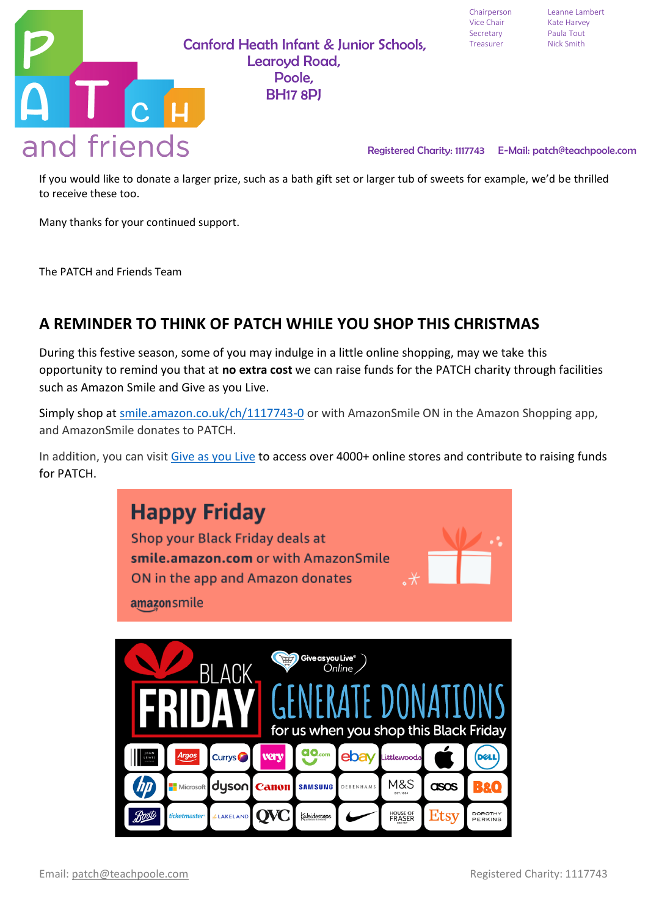If you would like to donate a larger prize, such as a bath gift set or larger tub of sweets for example, we'd be thrilled to receive these too.

Many thanks for your continued support.

The PATCH and Friends Team

## A REMINDER TO THINK OF PATCH WHILE YOU SHOP THIS CHRISTMAS

During this festive season, some of you may indulge in a little online shopping, may we take this opportunity to remind you that at **no extra cost** we can raise funds for the PATCH charity through facilities such as Amazon Smile and Give as you Live.

Simply shop at [smile.amazon.co.uk/ch/1117743-0](smile.amazon.co.uk/ch/1117743-0) or with AmazonSmile ON in the Amazon Shopping app, and AmazonSmile donates to PATCH.

In addition, you can visit Give as you Live to access over 4000+ online stores and contribute to raising funds for PATCH.

**Happy Friday**

Shop your Black Friday deals at **smile.amazon.com** or with AmazonSmile ON in the app and Amazon donates

amazonsmile

BLACK FRIDAY

Give as you Live® Online

GENERATE DONATIONS

for us when you shop this Black Friday